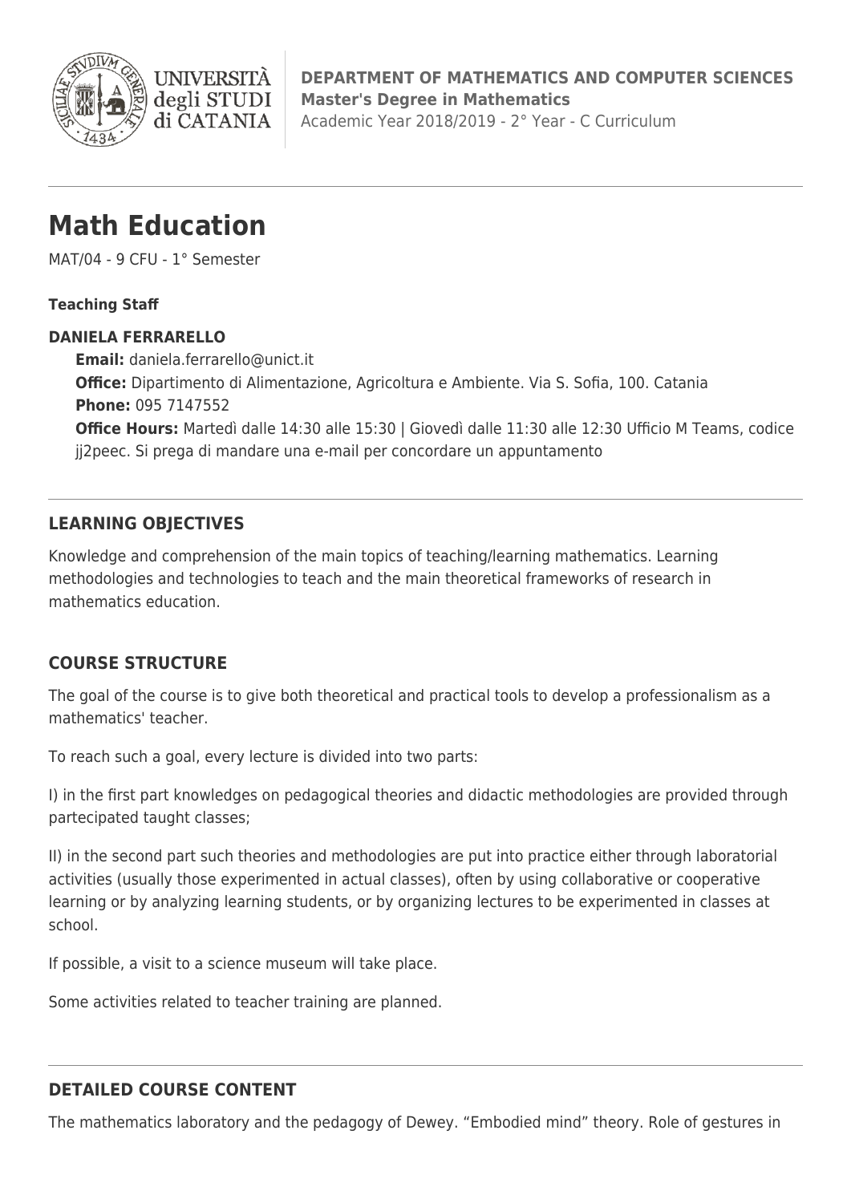**DEPARTMENT OF MATHEMATICS AND COMPUTER SCIENCES**
**Master's Degree in Mathematics**
Academic Year 2018/2019 - 2° Year - C Curriculum

# Math Education

MAT/04 - 9 CFU - 1° Semester

**Teaching Staff**

**DANIELA FERRARELLO**

**Email:** daniela.ferrarello@unict.it
**Office:** Dipartimento di Alimentazione, Agricoltura e Ambiente. Via S. Sofia, 100. Catania
**Phone:** 095 7147552
**Office Hours:** Martedì dalle 14:30 alle 15:30 | Giovedì dalle 11:30 alle 12:30 Ufficio M Teams, codice jj2peec. Si prega di mandare una e-mail per concordare un appuntamento

## LEARNING OBJECTIVES

Knowledge and comprehension of the main topics of teaching/learning mathematics. Learning methodologies and technologies to teach and the main theoretical frameworks of research in mathematics education.

## COURSE STRUCTURE

The goal of the course is to give both theoretical and practical tools to develop a professionalism as a mathematics' teacher.

To reach such a goal, every lecture is divided into two parts:

I) in the first part knowledges on pedagogical theories and didactic methodologies are provided through partecipated taught classes;

II) in the second part such theories and methodologies are put into practice either through laboratorial activities (usually those experimented in actual classes), often by using collaborative or cooperative learning or by analyzing learning students, or by organizing lectures to be experimented in classes at school.

If possible, a visit to a science museum will take place.

Some activities related to teacher training are planned.

## DETAILED COURSE CONTENT

The mathematics laboratory and the pedagogy of Dewey. "Embodied mind" theory. Role of gestures in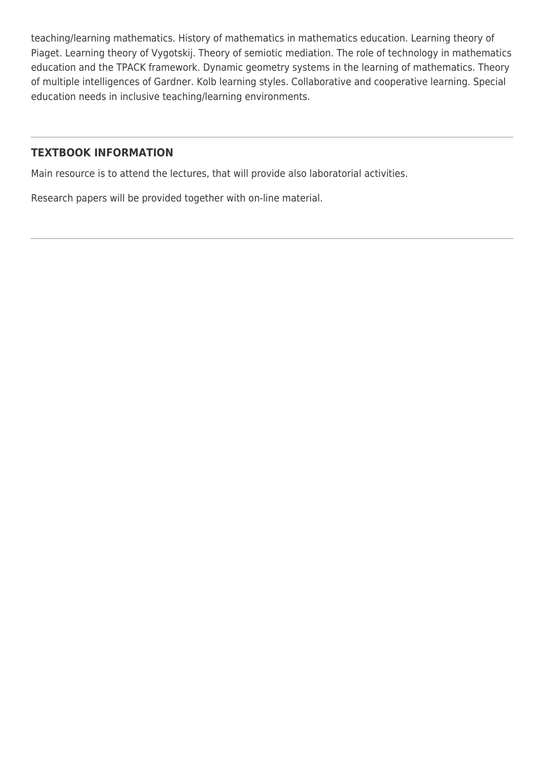teaching/learning mathematics. History of mathematics in mathematics education. Learning theory of Piaget. Learning theory of Vygotskij. Theory of semiotic mediation. The role of technology in mathematics education and the TPACK framework. Dynamic geometry systems in the learning of mathematics. Theory of multiple intelligences of Gardner. Kolb learning styles. Collaborative and cooperative learning. Special education needs in inclusive teaching/learning environments.

## TEXTBOOK INFORMATION

Main resource is to attend the lectures, that will provide also laboratorial activities.

Research papers will be provided together with on-line material.